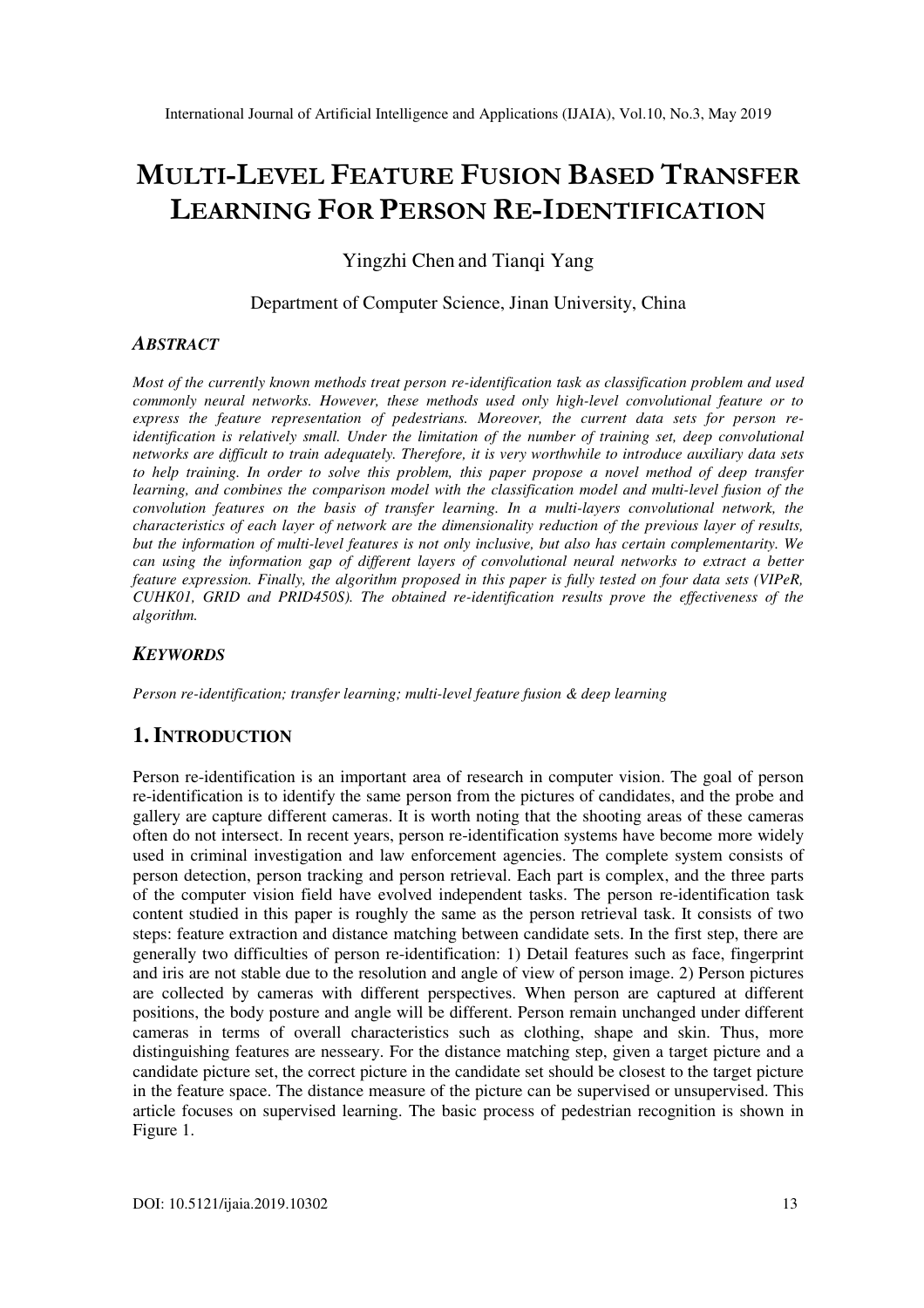# MULTI-LEVEL FEATURE FUSION BASED TRANSFER LEARNING FOR PERSON RE-IDENTIFICATION

Yingzhi Chen and Tianqi Yang

Department of Computer Science, Jinan University, China

## *ABSTRACT*

*Most of the currently known methods treat person re-identification task as classification problem and used commonly neural networks. However, these methods used only high-level convolutional feature or to express the feature representation of pedestrians. Moreover, the current data sets for person re-identification is relatively small. Under the limitation of the number of training set, deep convolutional networks are difficult to train adequately. Therefore, it is very worthwhile to introduce auxiliary data sets to help training. In order to solve this problem, this paper propose a novel method of deep transfer learning, and combines the comparison model with the classification model and multi-level fusion of the convolution features on the basis of transfer learning. In a multi-layers convolutional network, the characteristics of each layer of network are the dimensionality reduction of the previous layer of results, but the information of multi-level features is not only inclusive, but also has certain complementarity. We can using the information gap of different layers of convolutional neural networks to extract a better feature expression. Finally, the algorithm proposed in this paper is fully tested on four data sets (VIPeR, CUHK01, GRID and PRID450S). The obtained re-identification results prove the effectiveness of the algorithm.*

## *KEYWORDS*

*Person re-identification; transfer learning; multi-level feature fusion & deep learning*

## 1. INTRODUCTION

Person re-identification is an important area of research in computer vision. The goal of person re-identification is to identify the same person from the pictures of candidates, and the probe and gallery are capture different cameras. It is worth noting that the shooting areas of these cameras often do not intersect. In recent years, person re-identification systems have become more widely used in criminal investigation and law enforcement agencies. The complete system consists of person detection, person tracking and person retrieval. Each part is complex, and the three parts of the computer vision field have evolved independent tasks. The person re-identification task content studied in this paper is roughly the same as the person retrieval task. It consists of two steps: feature extraction and distance matching between candidate sets. In the first step, there are generally two difficulties of person re-identification: 1) Detail features such as face, fingerprint and iris are not stable due to the resolution and angle of view of person image. 2) Person pictures are collected by cameras with different perspectives. When person are captured at different positions, the body posture and angle will be different. Person remain unchanged under different cameras in terms of overall characteristics such as clothing, shape and skin. Thus, more distinguishing features are nesseary. For the distance matching step, given a target picture and a candidate picture set, the correct picture in the candidate set should be closest to the target picture in the feature space. The distance measure of the picture can be supervised or unsupervised. This article focuses on supervised learning. The basic process of pedestrian recognition is shown in Figure 1.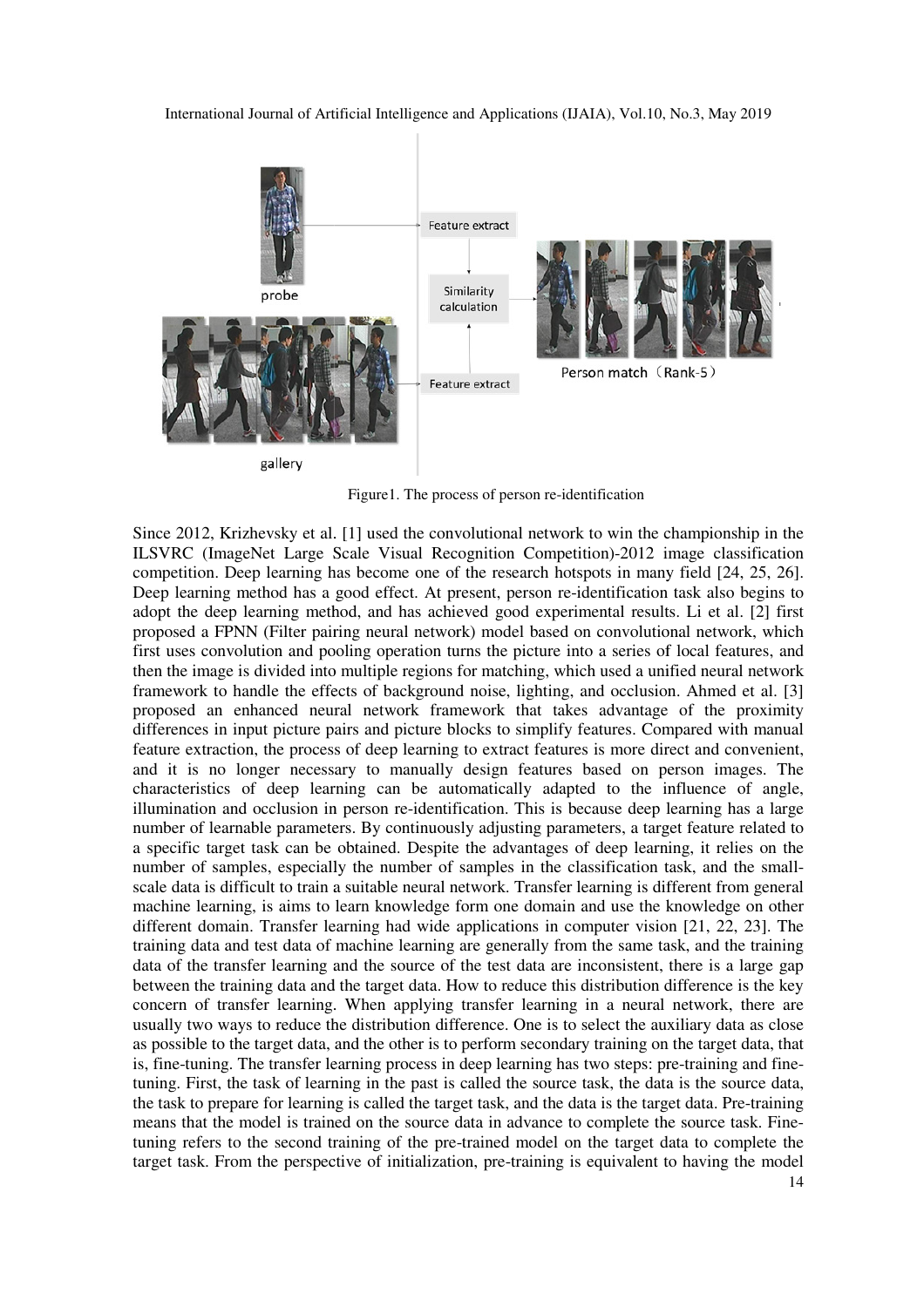Figure1. The process of person re-identification

Since 2012, Krizhevsky et al. [1] used the convolutional network to win the championship in the ILSVRC (ImageNet Large Scale Visual Recognition Competition)-2012 image classification competition. Deep learning has become one of the research hotspots in many field [24, 25, 26]. Deep learning method has a good effect. At present, person re-identification task also begins to adopt the deep learning method, and has achieved good experimental results. Li et al. [2] first proposed a FPNN (Filter pairing neural network) model based on convolutional network, which first uses convolution and pooling operation turns the picture into a series of local features, and then the image is divided into multiple regions for matching, which used a unified neural network framework to handle the effects of background noise, lighting, and occlusion. Ahmed et al. [3] proposed an enhanced neural network framework that takes advantage of the proximity differences in input picture pairs and picture blocks to simplify features. Compared with manual feature extraction, the process of deep learning to extract features is more direct and convenient, and it is no longer necessary to manually design features based on person images. The characteristics of deep learning can be automatically adapted to the influence of angle, illumination and occlusion in person re-identification. This is because deep learning has a large number of learnable parameters. By continuously adjusting parameters, a target feature related to a specific target task can be obtained. Despite the advantages of deep learning, it relies on the number of samples, especially the number of samples in the classification task, and the small-scale data is difficult to train a suitable neural network. Transfer learning is different from general machine learning, is aims to learn knowledge form one domain and use the knowledge on other different domain. Transfer learning had wide applications in computer vision [21, 22, 23]. The training data and test data of machine learning are generally from the same task, and the training data of the transfer learning and the source of the test data are inconsistent, there is a large gap between the training data and the target data. How to reduce this distribution difference is the key concern of transfer learning. When applying transfer learning in a neural network, there are usually two ways to reduce the distribution difference. One is to select the auxiliary data as close as possible to the target data, and the other is to perform secondary training on the target data, that is, fine-tuning. The transfer learning process in deep learning has two steps: pre-training and fine-tuning. First, the task of learning in the past is called the source task, the data is the source data, the task to prepare for learning is called the target task, and the data is the target data. Pre-training means that the model is trained on the source data in advance to complete the source task. Fine-tuning refers to the second training of the pre-trained model on the target data to complete the target task. From the perspective of initialization, pre-training is equivalent to having the model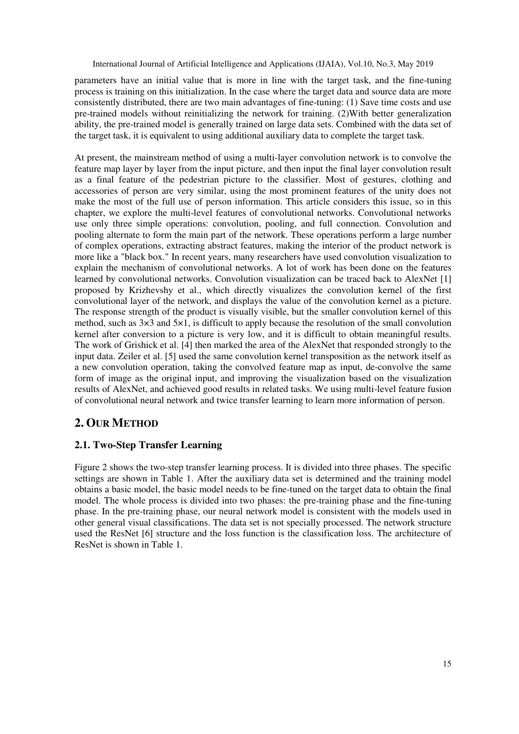parameters have an initial value that is more in line with the target task, and the fine-tuning process is training on this initialization. In the case where the target data and source data are more consistently distributed, there are two main advantages of fine-tuning: (1) Save time costs and use pre-trained models without reinitializing the network for training. (2)With better generalization ability, the pre-trained model is generally trained on large data sets. Combined with the data set of the target task, it is equivalent to using additional auxiliary data to complete the target task.

At present, the mainstream method of using a multi-layer convolution network is to convolve the feature map layer by layer from the input picture, and then input the final layer convolution result as a final feature of the pedestrian picture to the classifier. Most of gestures, clothing and accessories of person are very similar, using the most prominent features of the unity does not make the most of the full use of person information. This article considers this issue, so in this chapter, we explore the multi-level features of convolutional networks. Convolutional networks use only three simple operations: convolution, pooling, and full connection. Convolution and pooling alternate to form the main part of the network. These operations perform a large number of complex operations, extracting abstract features, making the interior of the product network is more like a "black box." In recent years, many researchers have used convolution visualization to explain the mechanism of convolutional networks. A lot of work has been done on the features learned by convolutional networks. Convolution visualization can be traced back to AlexNet [1] proposed by Krizhevshy et al., which directly visualizes the convolution kernel of the first convolutional layer of the network, and displays the value of the convolution kernel as a picture. The response strength of the product is visually visible, but the smaller convolution kernel of this method, such as 3×3 and 5×1, is difficult to apply because the resolution of the small convolution kernel after conversion to a picture is very low, and it is difficult to obtain meaningful results. The work of Grishick et al. [4] then marked the area of the AlexNet that responded strongly to the input data. Zeiler et al. [5] used the same convolution kernel transposition as the network itself as a new convolution operation, taking the convolved feature map as input, de-convolve the same form of image as the original input, and improving the visualization based on the visualization results of AlexNet, and achieved good results in related tasks. We using multi-level feature fusion of convolutional neural network and twice transfer learning to learn more information of person.

## 2. OUR METHOD

### 2.1. Two-Step Transfer Learning

Figure 2 shows the two-step transfer learning process. It is divided into three phases. The specific settings are shown in Table 1. After the auxiliary data set is determined and the training model obtains a basic model, the basic model needs to be fine-tuned on the target data to obtain the final model. The whole process is divided into two phases: the pre-training phase and the fine-tuning phase. In the pre-training phase, our neural network model is consistent with the models used in other general visual classifications. The data set is not specially processed. The network structure used the ResNet [6] structure and the loss function is the classification loss. The architecture of ResNet is shown in Table 1.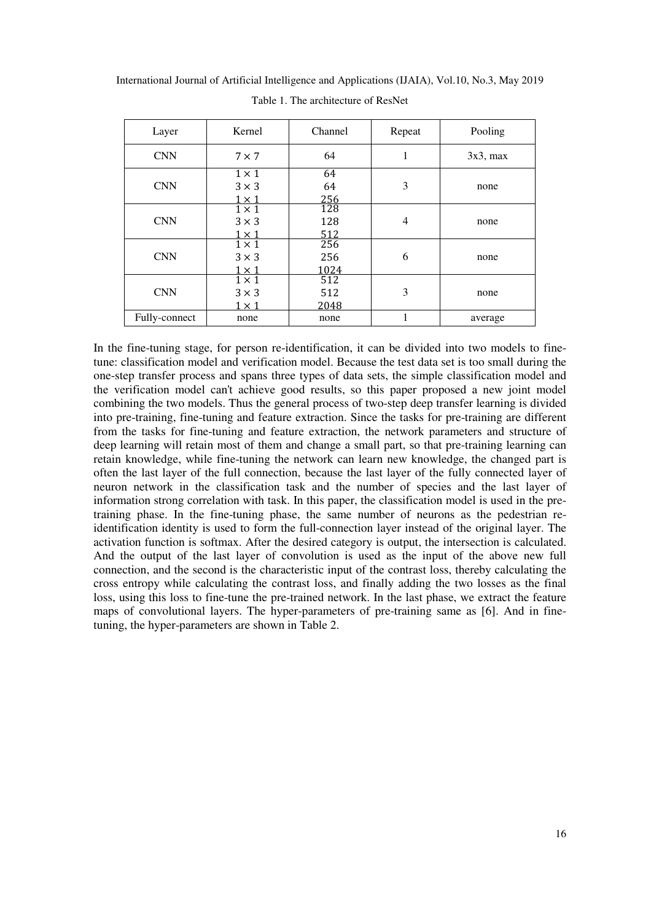Table 1. The architecture of ResNet

| Layer | Kernel | Channel | Repeat | Pooling |
|---|---|---|---|---|
| CNN | $7 \times 7$ | 64 | 1 | 3x3, max |
| CNN | $1 \times 1$<br>$3 \times 3$<br>$1 \times 1$ | 64<br>64<br>256 | 3 | none |
| CNN | $1 \times 1$<br>$3 \times 3$<br>$1 \times 1$ | 128<br>128<br>512 | 4 | none |
| CNN | $1 \times 1$<br>$3 \times 3$<br>$1 \times 1$ | 256<br>256<br>1024 | 6 | none |
| CNN | $1 \times 1$<br>$3 \times 3$<br>$1 \times 1$ | 512<br>512<br>2048 | 3 | none |
| Fully-connect | none | none | 1 | average |

In the fine-tuning stage, for person re-identification, it can be divided into two models to fine-tune: classification model and verification model. Because the test data set is too small during the one-step transfer process and spans three types of data sets, the simple classification model and the verification model can't achieve good results, so this paper proposed a new joint model combining the two models. Thus the general process of two-step deep transfer learning is divided into pre-training, fine-tuning and feature extraction. Since the tasks for pre-training are different from the tasks for fine-tuning and feature extraction, the network parameters and structure of deep learning will retain most of them and change a small part, so that pre-training learning can retain knowledge, while fine-tuning the network can learn new knowledge, the changed part is often the last layer of the full connection, because the last layer of the fully connected layer of neuron network in the classification task and the number of species and the last layer of information strong correlation with task. In this paper, the classification model is used in the pre-training phase. In the fine-tuning phase, the same number of neurons as the pedestrian re-identification identity is used to form the full-connection layer instead of the original layer. The activation function is softmax. After the desired category is output, the intersection is calculated. And the output of the last layer of convolution is used as the input of the above new full connection, and the second is the characteristic input of the contrast loss, thereby calculating the cross entropy while calculating the contrast loss, and finally adding the two losses as the final loss, using this loss to fine-tune the pre-trained network. In the last phase, we extract the feature maps of convolutional layers. The hyper-parameters of pre-training same as [6]. And in fine-tuning, the hyper-parameters are shown in Table 2.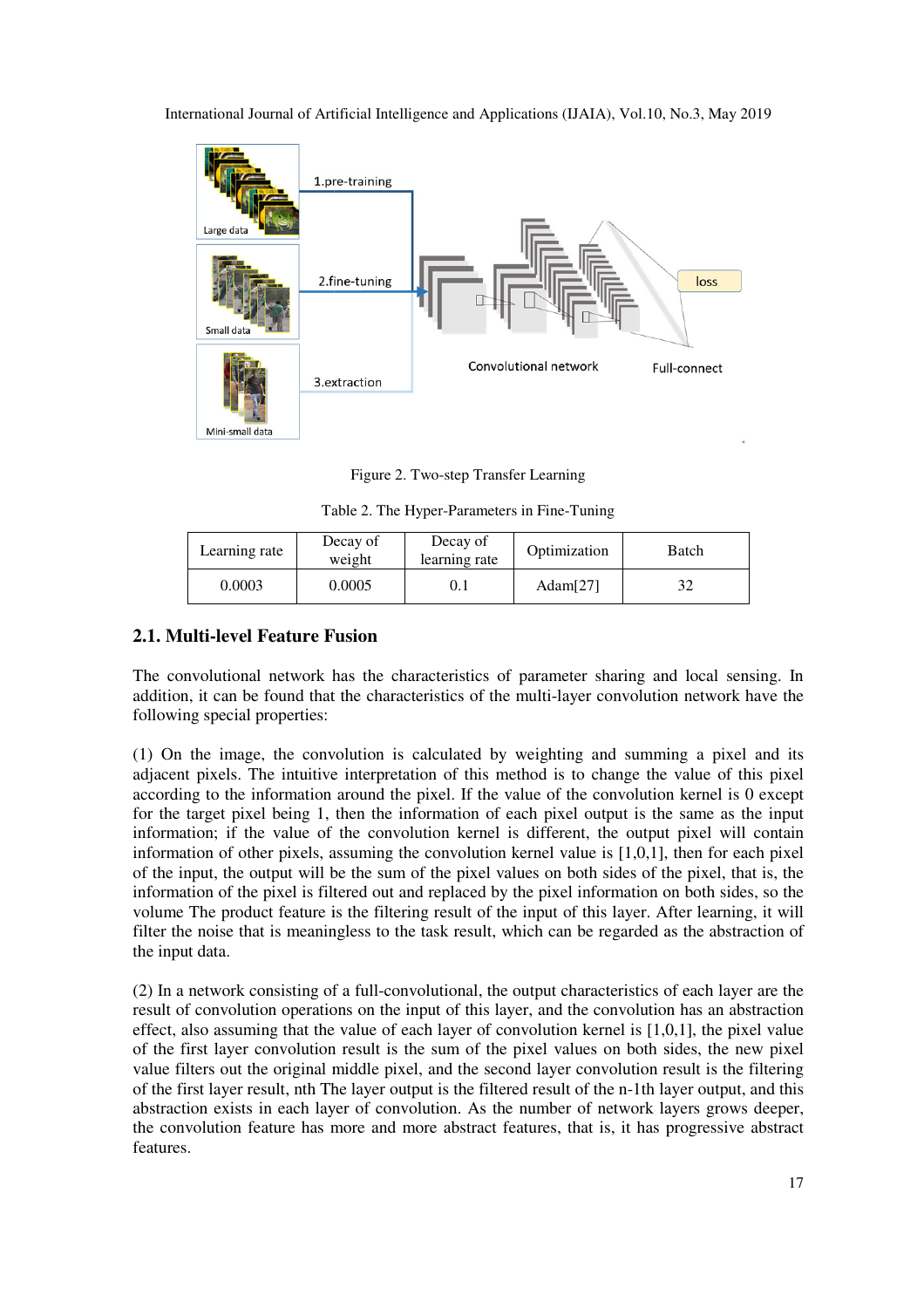Figure 2. Two-step Transfer Learning

Table 2. The Hyper-Parameters in Fine-Tuning

| Learning rate | Decay of weight | Decay of learning rate | Optimization | Batch |
|---|---|---|---|---|
| 0.0003 | 0.0005 | 0.1 | Adam[27] | 32 |

### 2.1. Multi-level Feature Fusion

The convolutional network has the characteristics of parameter sharing and local sensing. In addition, it can be found that the characteristics of the multi-layer convolution network have the following special properties:

(1) On the image, the convolution is calculated by weighting and summing a pixel and its adjacent pixels. The intuitive interpretation of this method is to change the value of this pixel according to the information around the pixel. If the value of the convolution kernel is 0 except for the target pixel being 1, then the information of each pixel output is the same as the input information; if the value of the convolution kernel is different, the output pixel will contain information of other pixels, assuming the convolution kernel value is [1,0,1], then for each pixel of the input, the output will be the sum of the pixel values on both sides of the pixel, that is, the information of the pixel is filtered out and replaced by the pixel information on both sides, so the volume The product feature is the filtering result of the input of this layer. After learning, it will filter the noise that is meaningless to the task result, which can be regarded as the abstraction of the input data.

(2) In a network consisting of a full-convolutional, the output characteristics of each layer are the result of convolution operations on the input of this layer, and the convolution has an abstraction effect, also assuming that the value of each layer of convolution kernel is [1,0,1], the pixel value of the first layer convolution result is the sum of the pixel values on both sides, the new pixel value filters out the original middle pixel, and the second layer convolution result is the filtering of the first layer result, nth The layer output is the filtered result of the n-1th layer output, and this abstraction exists in each layer of convolution. As the number of network layers grows deeper, the convolution feature has more and more abstract features, that is, it has progressive abstract features.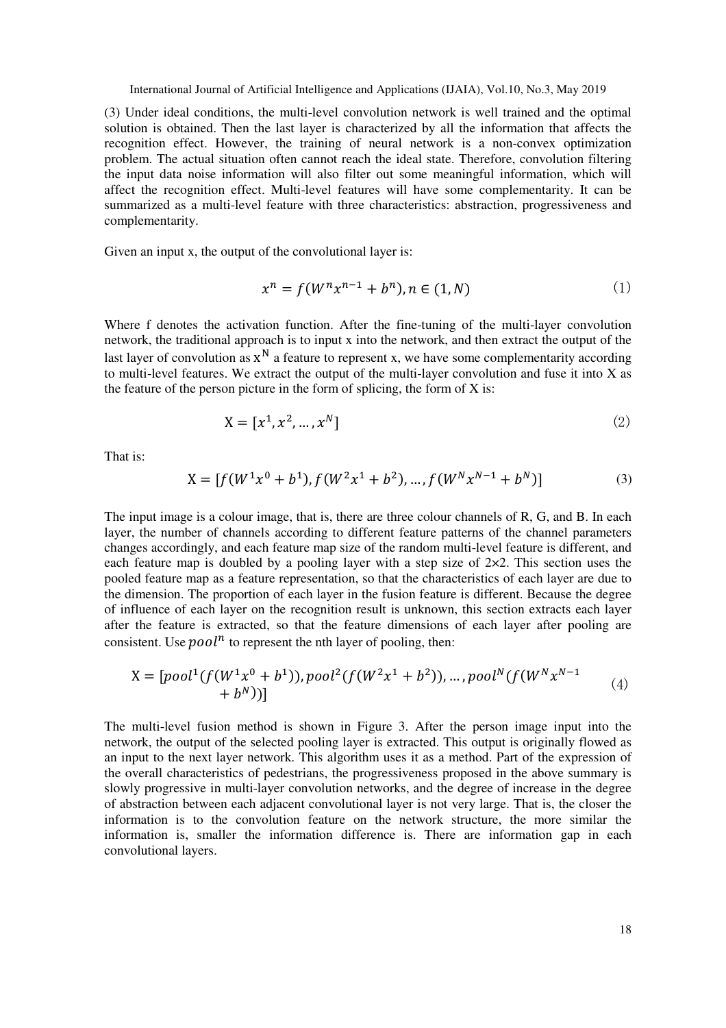(3) Under ideal conditions, the multi-level convolution network is well trained and the optimal solution is obtained. Then the last layer is characterized by all the information that affects the recognition effect. However, the training of neural network is a non-convex optimization problem. The actual situation often cannot reach the ideal state. Therefore, convolution filtering the input data noise information will also filter out some meaningful information, which will affect the recognition effect. Multi-level features will have some complementarity. It can be summarized as a multi-level feature with three characteristics: abstraction, progressiveness and complementarity.

Given an input x, the output of the convolutional layer is:

$$x^n = f(W^n x^{n-1} + b^n), n \in (1, N) \tag{1}$$

Where f denotes the activation function. After the fine-tuning of the multi-layer convolution network, the traditional approach is to input x into the network, and then extract the output of the last layer of convolution as $x^N$ a feature to represent x, we have some complementarity according to multi-level features. We extract the output of the multi-layer convolution and fuse it into X as the feature of the person picture in the form of splicing, the form of X is:

$$X = [x^1, x^2, \ldots, x^N] \tag{2}$$

That is:

$$X = [f(W^1 x^0 + b^1), f(W^2 x^1 + b^2), \ldots, f(W^N x^{N-1} + b^N)] \tag{3}$$

The input image is a colour image, that is, there are three colour channels of R, G, and B. In each layer, the number of channels according to different feature patterns of the channel parameters changes accordingly, and each feature map size of the random multi-level feature is different, and each feature map is doubled by a pooling layer with a step size of 2×2. This section uses the pooled feature map as a feature representation, so that the characteristics of each layer are due to the dimension. The proportion of each layer in the fusion feature is different. Because the degree of influence of each layer on the recognition result is unknown, this section extracts each layer after the feature is extracted, so that the feature dimensions of each layer after pooling are consistent. Use $pool^n$ to represent the nth layer of pooling, then:

$$X = [pool^1(f(W^1 x^0 + b^1)), pool^2(f(W^2 x^1 + b^2)), \ldots, pool^N(f(W^N x^{N-1} + b^N))] \tag{4}$$

The multi-level fusion method is shown in Figure 3. After the person image input into the network, the output of the selected pooling layer is extracted. This output is originally flowed as an input to the next layer network. This algorithm uses it as a method. Part of the expression of the overall characteristics of pedestrians, the progressiveness proposed in the above summary is slowly progressive in multi-layer convolution networks, and the degree of increase in the degree of abstraction between each adjacent convolutional layer is not very large. That is, the closer the information is to the convolution feature on the network structure, the more similar the information is, smaller the information difference is. There are information gap in each convolutional layers.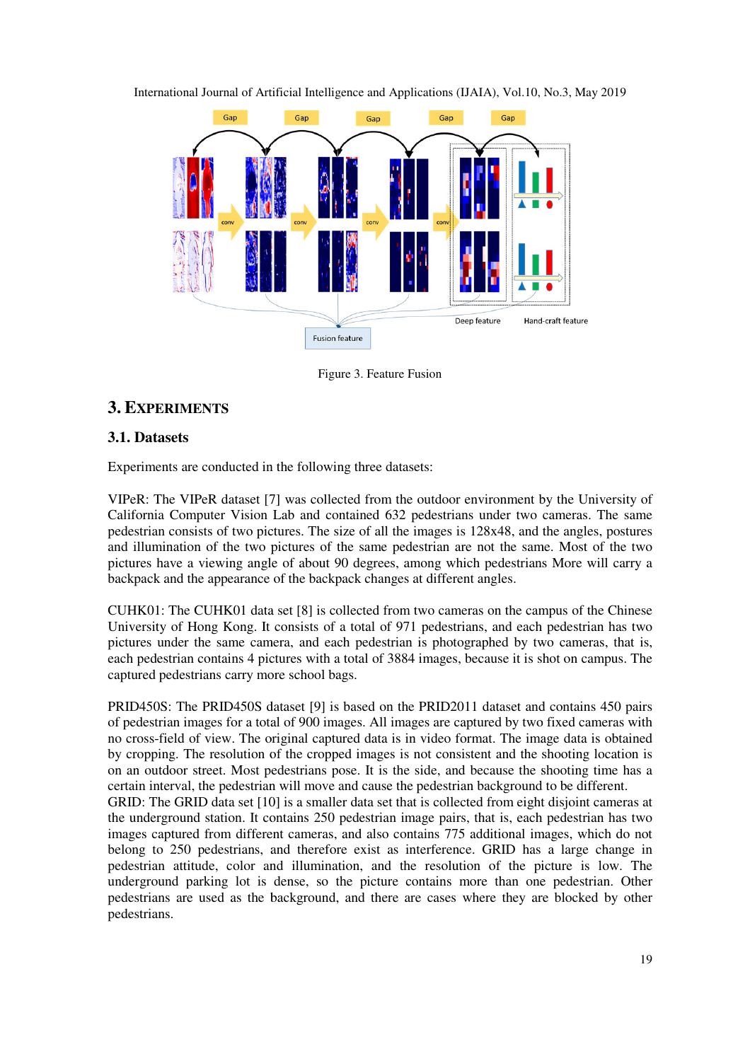Figure 3. Feature Fusion

## 3. EXPERIMENTS

### 3.1. Datasets

Experiments are conducted in the following three datasets:

VIPeR: The VIPeR dataset [7] was collected from the outdoor environment by the University of California Computer Vision Lab and contained 632 pedestrians under two cameras. The same pedestrian consists of two pictures. The size of all the images is 128x48, and the angles, postures and illumination of the two pictures of the same pedestrian are not the same. Most of the two pictures have a viewing angle of about 90 degrees, among which pedestrians More will carry a backpack and the appearance of the backpack changes at different angles.

CUHK01: The CUHK01 data set [8] is collected from two cameras on the campus of the Chinese University of Hong Kong. It consists of a total of 971 pedestrians, and each pedestrian has two pictures under the same camera, and each pedestrian is photographed by two cameras, that is, each pedestrian contains 4 pictures with a total of 3884 images, because it is shot on campus. The captured pedestrians carry more school bags.

PRID450S: The PRID450S dataset [9] is based on the PRID2011 dataset and contains 450 pairs of pedestrian images for a total of 900 images. All images are captured by two fixed cameras with no cross-field of view. The original captured data is in video format. The image data is obtained by cropping. The resolution of the cropped images is not consistent and the shooting location is on an outdoor street. Most pedestrians pose. It is the side, and because the shooting time has a certain interval, the pedestrian will move and cause the pedestrian background to be different.

GRID: The GRID data set [10] is a smaller data set that is collected from eight disjoint cameras at the underground station. It contains 250 pedestrian image pairs, that is, each pedestrian has two images captured from different cameras, and also contains 775 additional images, which do not belong to 250 pedestrians, and therefore exist as interference. GRID has a large change in pedestrian attitude, color and illumination, and the resolution of the picture is low. The underground parking lot is dense, so the picture contains more than one pedestrian. Other pedestrians are used as the background, and there are cases where they are blocked by other pedestrians.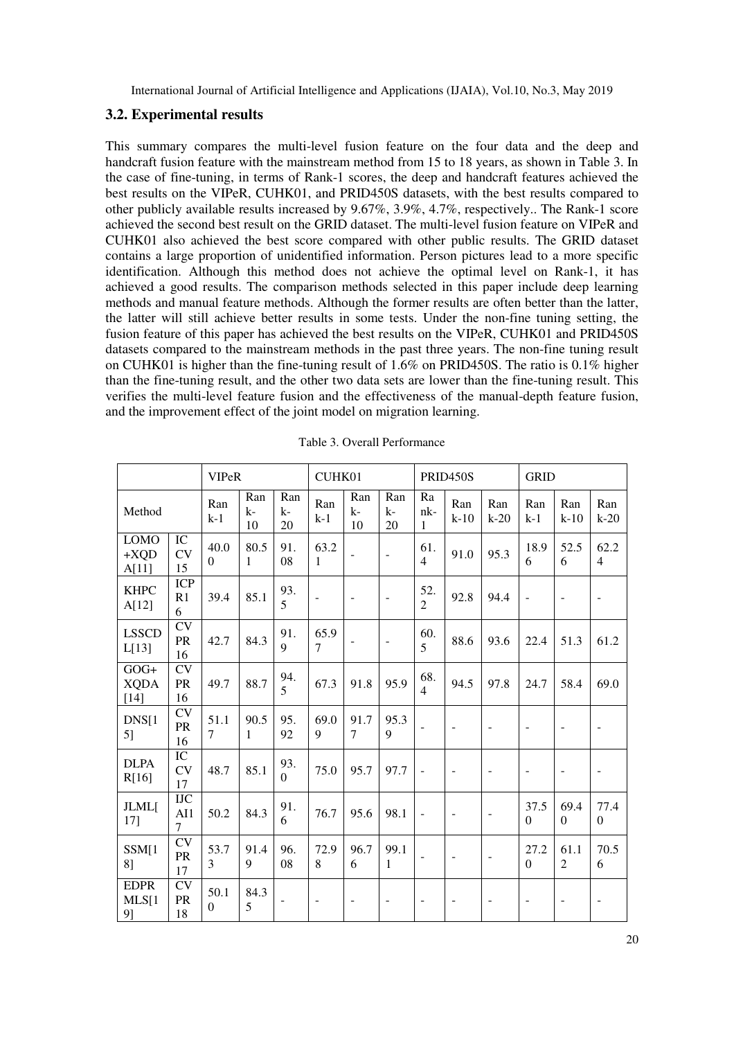### 3.2. Experimental results

This summary compares the multi-level fusion feature on the four data and the deep and handcraft fusion feature with the mainstream method from 15 to 18 years, as shown in Table 3. In the case of fine-tuning, in terms of Rank-1 scores, the deep and handcraft features achieved the best results on the VIPeR, CUHK01, and PRID450S datasets, with the best results compared to other publicly available results increased by 9.67%, 3.9%, 4.7%, respectively.. The Rank-1 score achieved the second best result on the GRID dataset. The multi-level fusion feature on VIPeR and CUHK01 also achieved the best score compared with other public results. The GRID dataset contains a large proportion of unidentified information. Person pictures lead to a more specific identification. Although this method does not achieve the optimal level on Rank-1, it has achieved a good results. The comparison methods selected in this paper include deep learning methods and manual feature methods. Although the former results are often better than the latter, the latter will still achieve better results in some tests. Under the non-fine tuning setting, the fusion feature of this paper has achieved the best results on the VIPeR, CUHK01 and PRID450S datasets compared to the mainstream methods in the past three years. The non-fine tuning result on CUHK01 is higher than the fine-tuning result of 1.6% on PRID450S. The ratio is 0.1% higher than the fine-tuning result, and the other two data sets are lower than the fine-tuning result. This verifies the multi-level feature fusion and the effectiveness of the manual-depth feature fusion, and the improvement effect of the joint model on migration learning.

Table 3. Overall Performance

| | | VIPeR | | | CUHK01 | | | PRID450S | | | GRID | | |
|---|---|---|---|---|---|---|---|---|---|---|---|---|---|
| Method | | Rank-1 | Rank-10 | Rank-20 | Rank-1 | Rank-10 | Rank-20 | Rank-1 | Rank-10 | Rank-20 | Rank-1 | Rank-10 | Rank-20 |
| LOMO+XQDA[11] | ICCV15 | 40.00 | 80.51 | 91.08 | 63.21 | - | - | 61.4 | 91.0 | 95.3 | 18.96 | 52.56 | 62.24 |
| KHPCA[12] | ICPR16 | 39.4 | 85.1 | 93.5 | - | - | - | 52.2 | 92.8 | 94.4 | - | - | - |
| LSSCDL[13] | CVPR16 | 42.7 | 84.3 | 91.9 | 65.97 | - | - | 60.5 | 88.6 | 93.6 | 22.4 | 51.3 | 61.2 |
| GOG+XQDA[14] | CVPR16 | 49.7 | 88.7 | 94.5 | 67.3 | 91.8 | 95.9 | 68.4 | 94.5 | 97.8 | 24.7 | 58.4 | 69.0 |
| DNS[15] | CVPR16 | 51.17 | 90.51 | 95.92 | 69.09 | 91.77 | 95.39 | - | - | - | - | - | - |
| DLPAR[16] | ICCV17 | 48.7 | 85.1 | 93.0 | 75.0 | 95.7 | 97.7 | - | - | - | - | - | - |
| JLML[17] | IJCAI17 | 50.2 | 84.3 | 91.6 | 76.7 | 95.6 | 98.1 | - | - | - | 37.50 | 69.40 | 77.40 |
| SSM[18] | CVPR17 | 53.73 | 91.49 | 96.08 | 72.98 | 96.76 | 99.11 | - | - | - | 27.20 | 61.12 | 70.56 |
| EDPRMLS[19] | CVPR18 | 50.10 | 84.35 | - | - | - | - | - | - | - | - | - | - |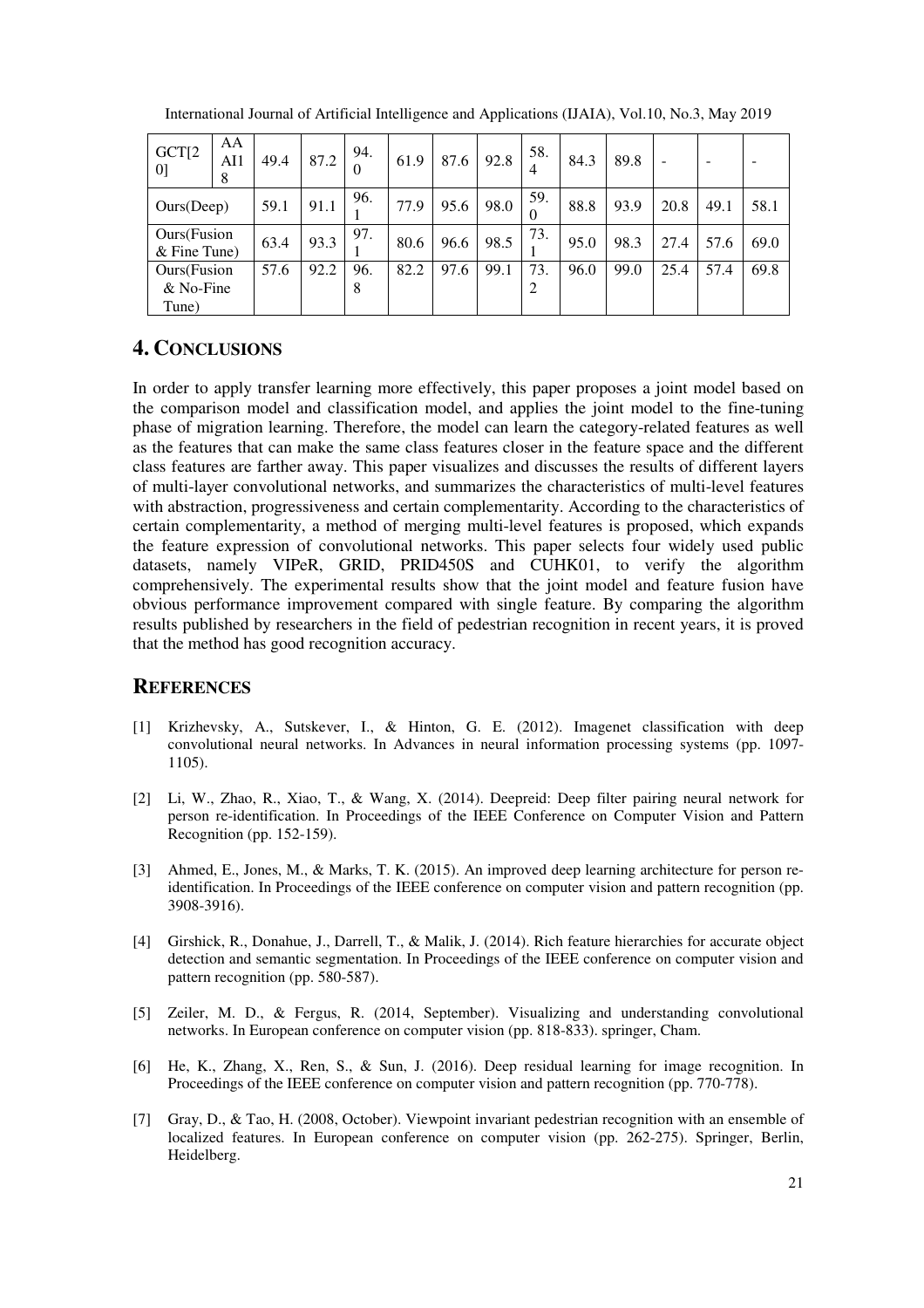| GCT[20] | AAAI18 | 49.4 | 87.2 | 94.0 | 61.9 | 87.6 | 92.8 | 58.4 | 84.3 | 89.8 | - | - | - |
|---|---|---|---|---|---|---|---|---|---|---|---|---|---|
| Ours(Deep) | | 59.1 | 91.1 | 96.1 | 77.9 | 95.6 | 98.0 | 59.0 | 88.8 | 93.9 | 20.8 | 49.1 | 58.1 |
| Ours(Fusion & Fine Tune) | | 63.4 | 93.3 | 97.1 | 80.6 | 96.6 | 98.5 | 73.1 | 95.0 | 98.3 | 27.4 | 57.6 | 69.0 |
| Ours(Fusion & No-Fine Tune) | | 57.6 | 92.2 | 96.8 | 82.2 | 97.6 | 99.1 | 73.2 | 96.0 | 99.0 | 25.4 | 57.4 | 69.8 |

## 4. CONCLUSIONS

In order to apply transfer learning more effectively, this paper proposes a joint model based on the comparison model and classification model, and applies the joint model to the fine-tuning phase of migration learning. Therefore, the model can learn the category-related features as well as the features that can make the same class features closer in the feature space and the different class features are farther away. This paper visualizes and discusses the results of different layers of multi-layer convolutional networks, and summarizes the characteristics of multi-level features with abstraction, progressiveness and certain complementarity. According to the characteristics of certain complementarity, a method of merging multi-level features is proposed, which expands the feature expression of convolutional networks. This paper selects four widely used public datasets, namely VIPeR, GRID, PRID450S and CUHK01, to verify the algorithm comprehensively. The experimental results show that the joint model and feature fusion have obvious performance improvement compared with single feature. By comparing the algorithm results published by researchers in the field of pedestrian recognition in recent years, it is proved that the method has good recognition accuracy.

## REFERENCES

[1] Krizhevsky, A., Sutskever, I., & Hinton, G. E. (2012). Imagenet classification with deep convolutional neural networks. In Advances in neural information processing systems (pp. 1097-1105).

[2] Li, W., Zhao, R., Xiao, T., & Wang, X. (2014). Deepreid: Deep filter pairing neural network for person re-identification. In Proceedings of the IEEE Conference on Computer Vision and Pattern Recognition (pp. 152-159).

[3] Ahmed, E., Jones, M., & Marks, T. K. (2015). An improved deep learning architecture for person re-identification. In Proceedings of the IEEE conference on computer vision and pattern recognition (pp. 3908-3916).

[4] Girshick, R., Donahue, J., Darrell, T., & Malik, J. (2014). Rich feature hierarchies for accurate object detection and semantic segmentation. In Proceedings of the IEEE conference on computer vision and pattern recognition (pp. 580-587).

[5] Zeiler, M. D., & Fergus, R. (2014, September). Visualizing and understanding convolutional networks. In European conference on computer vision (pp. 818-833). springer, Cham.

[6] He, K., Zhang, X., Ren, S., & Sun, J. (2016). Deep residual learning for image recognition. In Proceedings of the IEEE conference on computer vision and pattern recognition (pp. 770-778).

[7] Gray, D., & Tao, H. (2008, October). Viewpoint invariant pedestrian recognition with an ensemble of localized features. In European conference on computer vision (pp. 262-275). Springer, Berlin, Heidelberg.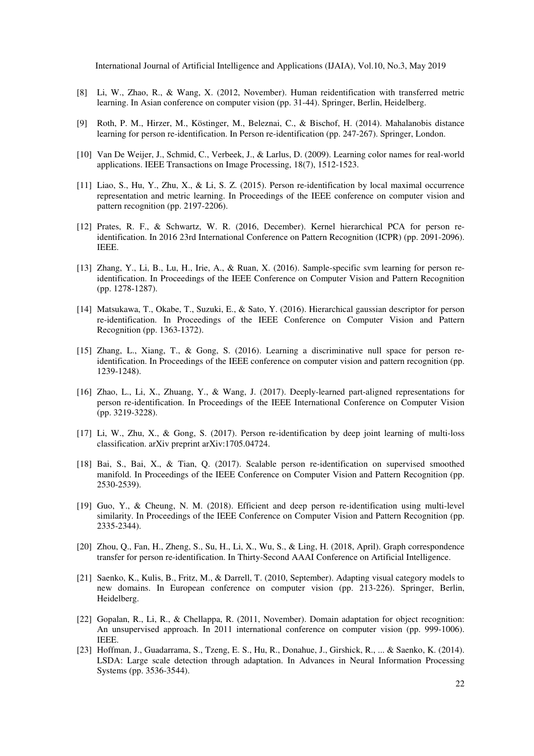[8] Li, W., Zhao, R., & Wang, X. (2012, November). Human reidentification with transferred metric learning. In Asian conference on computer vision (pp. 31-44). Springer, Berlin, Heidelberg.

[9] Roth, P. M., Hirzer, M., Köstinger, M., Beleznai, C., & Bischof, H. (2014). Mahalanobis distance learning for person re-identification. In Person re-identification (pp. 247-267). Springer, London.

[10] Van De Weijer, J., Schmid, C., Verbeek, J., & Larlus, D. (2009). Learning color names for real-world applications. IEEE Transactions on Image Processing, 18(7), 1512-1523.

[11] Liao, S., Hu, Y., Zhu, X., & Li, S. Z. (2015). Person re-identification by local maximal occurrence representation and metric learning. In Proceedings of the IEEE conference on computer vision and pattern recognition (pp. 2197-2206).

[12] Prates, R. F., & Schwartz, W. R. (2016, December). Kernel hierarchical PCA for person re-identification. In 2016 23rd International Conference on Pattern Recognition (ICPR) (pp. 2091-2096). IEEE.

[13] Zhang, Y., Li, B., Lu, H., Irie, A., & Ruan, X. (2016). Sample-specific svm learning for person re-identification. In Proceedings of the IEEE Conference on Computer Vision and Pattern Recognition (pp. 1278-1287).

[14] Matsukawa, T., Okabe, T., Suzuki, E., & Sato, Y. (2016). Hierarchical gaussian descriptor for person re-identification. In Proceedings of the IEEE Conference on Computer Vision and Pattern Recognition (pp. 1363-1372).

[15] Zhang, L., Xiang, T., & Gong, S. (2016). Learning a discriminative null space for person re-identification. In Proceedings of the IEEE conference on computer vision and pattern recognition (pp. 1239-1248).

[16] Zhao, L., Li, X., Zhuang, Y., & Wang, J. (2017). Deeply-learned part-aligned representations for person re-identification. In Proceedings of the IEEE International Conference on Computer Vision (pp. 3219-3228).

[17] Li, W., Zhu, X., & Gong, S. (2017). Person re-identification by deep joint learning of multi-loss classification. arXiv preprint arXiv:1705.04724.

[18] Bai, S., Bai, X., & Tian, Q. (2017). Scalable person re-identification on supervised smoothed manifold. In Proceedings of the IEEE Conference on Computer Vision and Pattern Recognition (pp. 2530-2539).

[19] Guo, Y., & Cheung, N. M. (2018). Efficient and deep person re-identification using multi-level similarity. In Proceedings of the IEEE Conference on Computer Vision and Pattern Recognition (pp. 2335-2344).

[20] Zhou, Q., Fan, H., Zheng, S., Su, H., Li, X., Wu, S., & Ling, H. (2018, April). Graph correspondence transfer for person re-identification. In Thirty-Second AAAI Conference on Artificial Intelligence.

[21] Saenko, K., Kulis, B., Fritz, M., & Darrell, T. (2010, September). Adapting visual category models to new domains. In European conference on computer vision (pp. 213-226). Springer, Berlin, Heidelberg.

[22] Gopalan, R., Li, R., & Chellappa, R. (2011, November). Domain adaptation for object recognition: An unsupervised approach. In 2011 international conference on computer vision (pp. 999-1006). IEEE.

[23] Hoffman, J., Guadarrama, S., Tzeng, E. S., Hu, R., Donahue, J., Girshick, R., ... & Saenko, K. (2014). LSDA: Large scale detection through adaptation. In Advances in Neural Information Processing Systems (pp. 3536-3544).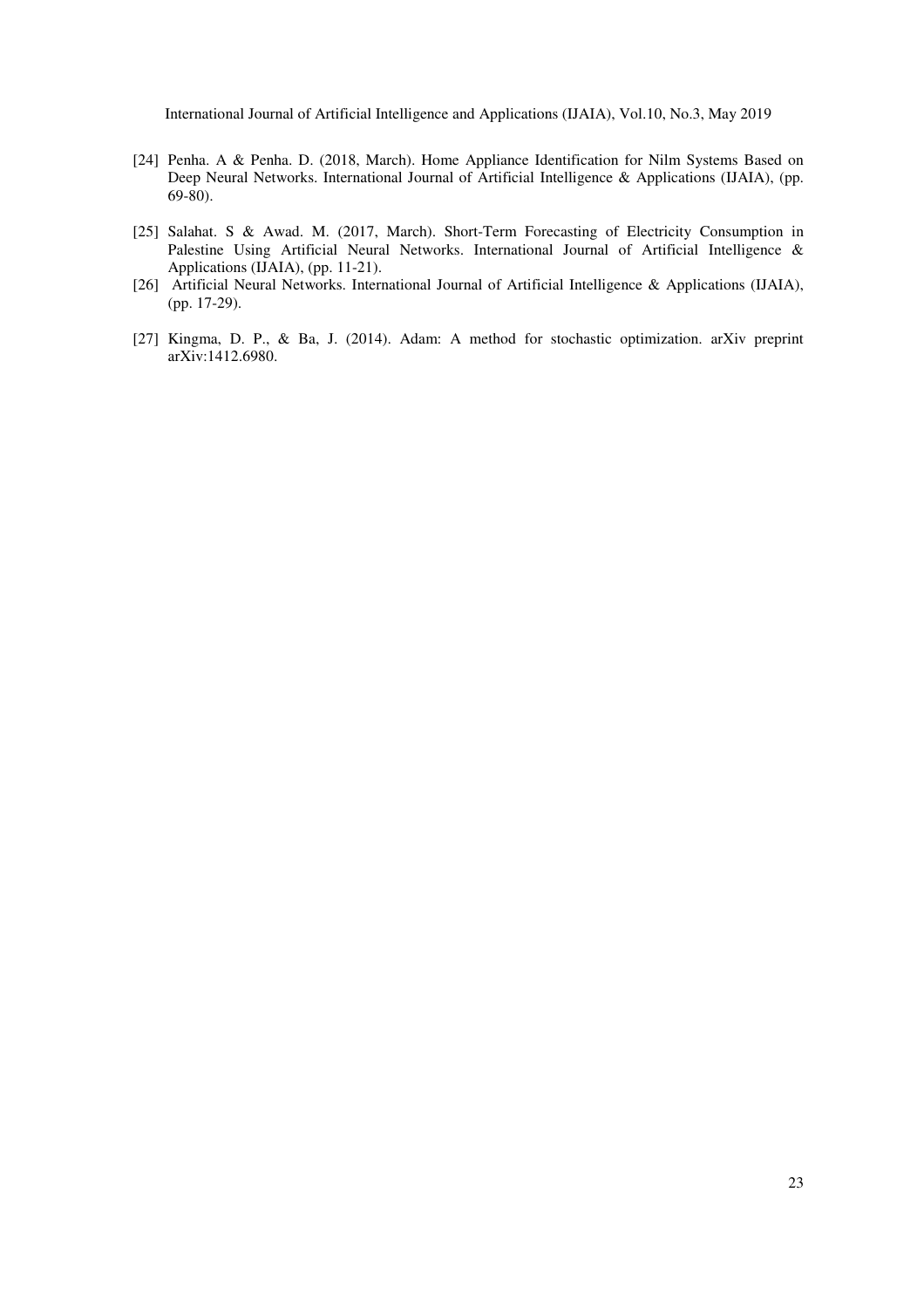[24] Penha. A & Penha. D. (2018, March). Home Appliance Identification for Nilm Systems Based on Deep Neural Networks. International Journal of Artificial Intelligence & Applications (IJAIA), (pp. 69-80).

[25] Salahat. S & Awad. M. (2017, March). Short-Term Forecasting of Electricity Consumption in Palestine Using Artificial Neural Networks. International Journal of Artificial Intelligence & Applications (IJAIA), (pp. 11-21).

[26] Artificial Neural Networks. International Journal of Artificial Intelligence & Applications (IJAIA), (pp. 17-29).

[27] Kingma, D. P., & Ba, J. (2014). Adam: A method for stochastic optimization. arXiv preprint arXiv:1412.6980.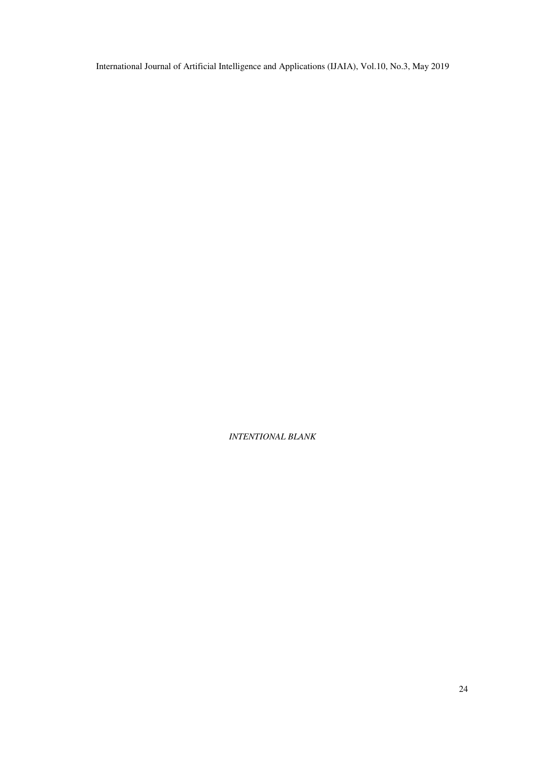*INTENTIONAL BLANK*